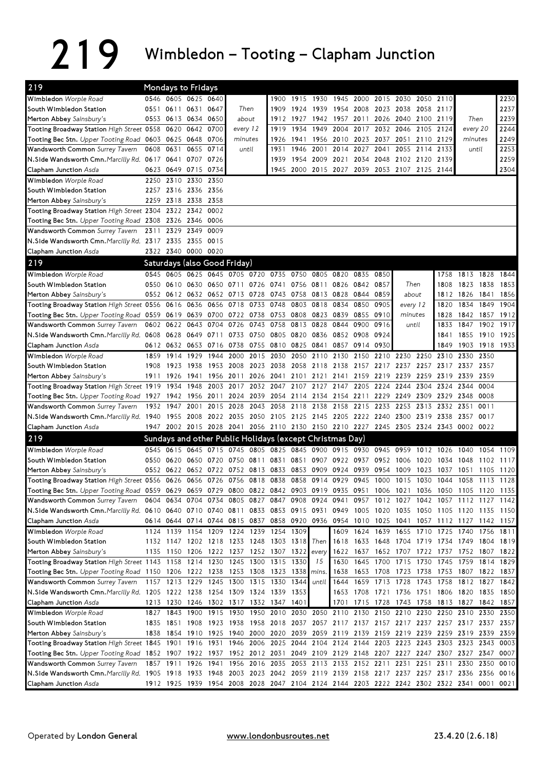# 219 Wimbledon – Tooting – Clapham Junction

## 219 Mondays to Fridays

| Stop | | | | | | | | | | | | | | | | |
|---|---|---|---|---|---|---|---|---|---|---|---|---|---|---|---|---|
| **Wimbledon** *Worple Road* | 0546 | 0605 | 0625 | 0640 | | 1900 | 1915 | 1930 | 1945 | 2000 | 2015 | 2030 | 2050 | 2110 | | 2230 |
| South Wimbledon Station | 0551 | 0611 | 0631 | 0647 | Then | 1909 | 1924 | 1939 | 1954 | 2008 | 2023 | 2038 | 2058 | 2117 | | 2237 |
| **Merton Abbey** *Sainsbury's* | 0553 | 0613 | 0634 | 0650 | about | 1912 | 1927 | 1942 | 1957 | 2011 | 2026 | 2040 | 2100 | 2119 | Then | 2239 |
| **Tooting Broadway Station** *High Street* | 0558 | 0620 | 0642 | 0700 | every 12 | 1919 | 1934 | 1949 | 2004 | 2017 | 2032 | 2046 | 2105 | 2124 | every 20 | 2244 |
| **Tooting Bec Stn.** *Upper Tooting Road* | 0603 | 0625 | 0648 | 0706 | minutes | 1926 | 1941 | 1956 | 2010 | 2023 | 2037 | 2051 | 2110 | 2129 | minutes | 2249 |
| **Wandsworth Common** *Surrey Tavern* | 0608 | 0631 | 0655 | 0714 | until | 1931 | 1946 | 2001 | 2014 | 2027 | 2041 | 2055 | 2114 | 2133 | until | 2253 |
| **N.Side Wandsworth Cmn.** *Marcilly Rd.* | 0617 | 0641 | 0707 | 0726 | | 1939 | 1954 | 2009 | 2021 | 2034 | 2048 | 2102 | 2120 | 2139 | | 2259 |
| **Clapham Junction** *Asda* | 0623 | 0649 | 0715 | 0734 | | 1945 | 2000 | 2015 | 2027 | 2039 | 2053 | 2107 | 2125 | 2144 | | 2304 |

| Stop | | | | |
|---|---|---|---|---|
| **Wimbledon** *Worple Road* | 2250 | 2310 | 2330 | 2350 |
| South Wimbledon Station | 2257 | 2316 | 2336 | 2356 |
| **Merton Abbey** *Sainsbury's* | 2259 | 2318 | 2338 | 2358 |
| **Tooting Broadway Station** *High Street* | 2304 | 2322 | 2342 | 0002 |
| **Tooting Bec Stn.** *Upper Tooting Road* | 2308 | 2326 | 2346 | 0006 |
| **Wandsworth Common** *Surrey Tavern* | 2311 | 2329 | 2349 | 0009 |
| **N.Side Wandsworth Cmn.** *Marcilly Rd.* | 2317 | 2335 | 2355 | 0015 |
| **Clapham Junction** *Asda* | 2322 | 2340 | 0000 | 0020 |

## 219 Saturdays (also Good Friday)

| Stop | | | | | | | | | | | | | | | | | |
|---|---|---|---|---|---|---|---|---|---|---|---|---|---|---|---|---|---|
| **Wimbledon** *Worple Road* | 0545 | 0605 | 0625 | 0645 | 0705 | 0720 | 0735 | 0750 | 0805 | 0820 | 0835 | 0850 | | 1758 | 1813 | 1828 | 1844 |
| South Wimbledon Station | 0550 | 0610 | 0630 | 0650 | 0711 | 0726 | 0741 | 0756 | 0811 | 0826 | 0842 | 0857 | Then | 1808 | 1823 | 1838 | 1853 |
| **Merton Abbey** *Sainsbury's* | 0552 | 0612 | 0632 | 0652 | 0713 | 0728 | 0743 | 0758 | 0813 | 0828 | 0844 | 0859 | about | 1812 | 1826 | 1841 | 1856 |
| **Tooting Broadway Station** *High Street* | 0556 | 0616 | 0636 | 0656 | 0718 | 0733 | 0748 | 0803 | 0818 | 0834 | 0850 | 0905 | every 12 | 1820 | 1834 | 1849 | 1904 |
| **Tooting Bec Stn.** *Upper Tooting Road* | 0559 | 0619 | 0639 | 0700 | 0722 | 0738 | 0753 | 0808 | 0823 | 0839 | 0855 | 0910 | minutes | 1828 | 1842 | 1857 | 1912 |
| **Wandsworth Common** *Surrey Tavern* | 0602 | 0622 | 0643 | 0704 | 0726 | 0743 | 0758 | 0813 | 0828 | 0844 | 0900 | 0916 | until | 1833 | 1847 | 1902 | 1917 |
| **N.Side Wandsworth Cmn.** *Marcilly Rd.* | 0608 | 0628 | 0649 | 0711 | 0733 | 0750 | 0805 | 0820 | 0836 | 0852 | 0908 | 0924 | | 1841 | 1855 | 1910 | 1925 |
| **Clapham Junction** *Asda* | 0612 | 0632 | 0653 | 0716 | 0738 | 0755 | 0810 | 0825 | 0841 | 0857 | 0914 | 0930 | | 1849 | 1903 | 1918 | 1933 |

| Stop | | | | | | | | | | | | | | | | | |
|---|---|---|---|---|---|---|---|---|---|---|---|---|---|---|---|---|---|
| **Wimbledon** *Worple Road* | 1859 | 1914 | 1929 | 1944 | 2000 | 2015 | 2030 | 2050 | 2110 | 2130 | 2150 | 2210 | 2230 | 2250 | 2310 | 2330 | 2350 |
| South Wimbledon Station | 1908 | 1923 | 1938 | 1953 | 2008 | 2023 | 2038 | 2058 | 2118 | 2138 | 2157 | 2217 | 2237 | 2257 | 2317 | 2337 | 2357 |
| **Merton Abbey** *Sainsbury's* | 1911 | 1926 | 1941 | 1956 | 2011 | 2026 | 2041 | 2101 | 2121 | 2141 | 2159 | 2219 | 2239 | 2259 | 2319 | 2339 | 2359 |
| **Tooting Broadway Station** *High Street* | 1919 | 1934 | 1948 | 2003 | 2017 | 2032 | 2047 | 2107 | 2127 | 2147 | 2205 | 2224 | 2244 | 2304 | 2324 | 2344 | 0004 |
| **Tooting Bec Stn.** *Upper Tooting Road* | 1927 | 1942 | 1956 | 2011 | 2024 | 2039 | 2054 | 2114 | 2134 | 2154 | 2211 | 2229 | 2249 | 2309 | 2329 | 2348 | 0008 |
| **Wandsworth Common** *Surrey Tavern* | 1932 | 1947 | 2001 | 2015 | 2028 | 2043 | 2058 | 2118 | 2138 | 2158 | 2215 | 2233 | 2253 | 2313 | 2332 | 2351 | 0011 |
| **N.Side Wandsworth Cmn.** *Marcilly Rd.* | 1940 | 1955 | 2008 | 2022 | 2035 | 2050 | 2105 | 2125 | 2145 | 2205 | 2222 | 2240 | 2300 | 2319 | 2338 | 2357 | 0017 |
| **Clapham Junction** *Asda* | 1947 | 2002 | 2015 | 2028 | 2041 | 2056 | 2110 | 2130 | 2150 | 2210 | 2227 | 2245 | 2305 | 2324 | 2343 | 0002 | 0022 |

## 219 Sundays and other Public Holidays (except Christmas Day)

| Stop | | | | | | | | | | | | | | | | | | |
|---|---|---|---|---|---|---|---|---|---|---|---|---|---|---|---|---|---|---|
| **Wimbledon** *Worple Road* | 0545 | 0615 | 0645 | 0715 | 0745 | 0805 | 0825 | 0845 | 0900 | 0915 | 0930 | 0945 | 0959 | 1012 | 1026 | 1040 | 1054 | 1109 |
| South Wimbledon Station | 0550 | 0620 | 0650 | 0720 | 0750 | 0811 | 0831 | 0851 | 0907 | 0922 | 0937 | 0952 | 1006 | 1020 | 1034 | 1048 | 1102 | 1117 |
| **Merton Abbey** *Sainsbury's* | 0552 | 0622 | 0652 | 0722 | 0752 | 0813 | 0833 | 0853 | 0909 | 0924 | 0939 | 0954 | 1009 | 1023 | 1037 | 1051 | 1105 | 1120 |
| **Tooting Broadway Station** *High Street* | 0556 | 0626 | 0656 | 0726 | 0756 | 0818 | 0838 | 0858 | 0914 | 0929 | 0945 | 1000 | 1015 | 1030 | 1044 | 1058 | 1113 | 1128 |
| **Tooting Bec Stn.** *Upper Tooting Road* | 0559 | 0629 | 0659 | 0729 | 0800 | 0822 | 0842 | 0903 | 0919 | 0935 | 0951 | 1006 | 1021 | 1036 | 1050 | 1105 | 1120 | 1135 |
| **Wandsworth Common** *Surrey Tavern* | 0604 | 0634 | 0704 | 0734 | 0805 | 0827 | 0847 | 0908 | 0924 | 0941 | 0957 | 1012 | 1027 | 1042 | 1057 | 1112 | 1127 | 1142 |
| **N.Side Wandsworth Cmn.** *Marcilly Rd.* | 0610 | 0640 | 0710 | 0740 | 0811 | 0833 | 0853 | 0915 | 0931 | 0949 | 1005 | 1020 | 1035 | 1050 | 1105 | 1120 | 1135 | 1150 |
| **Clapham Junction** *Asda* | 0614 | 0644 | 0714 | 0744 | 0815 | 0837 | 0858 | 0920 | 0936 | 0954 | 1010 | 1025 | 1041 | 1057 | 1112 | 1127 | 1142 | 1157 |

| Stop | | | | | | | | | | | | | | | | | | |
|---|---|---|---|---|---|---|---|---|---|---|---|---|---|---|---|---|---|---|
| **Wimbledon** *Worple Road* | 1124 | 1139 | 1154 | 1209 | 1224 | 1239 | 1254 | 1309 | | 1609 | 1624 | 1639 | 1655 | 1710 | 1725 | 1740 | 1756 | 1811 |
| South Wimbledon Station | 1132 | 1147 | 1202 | 1218 | 1233 | 1248 | 1303 | 1318 | Then | 1618 | 1633 | 1648 | 1704 | 1719 | 1734 | 1749 | 1804 | 1819 |
| **Merton Abbey** *Sainsbury's* | 1135 | 1150 | 1206 | 1222 | 1237 | 1252 | 1307 | 1322 | every | 1622 | 1637 | 1652 | 1707 | 1722 | 1737 | 1752 | 1807 | 1822 |
| **Tooting Broadway Station** *High Street* | 1143 | 1158 | 1214 | 1230 | 1245 | 1300 | 1315 | 1330 | 15 | 1630 | 1645 | 1700 | 1715 | 1730 | 1745 | 1759 | 1814 | 1829 |
| **Tooting Bec Stn.** *Upper Tooting Road* | 1150 | 1206 | 1222 | 1238 | 1253 | 1308 | 1323 | 1338 | mins. | 1638 | 1653 | 1708 | 1723 | 1738 | 1753 | 1807 | 1822 | 1837 |
| **Wandsworth Common** *Surrey Tavern* | 1157 | 1213 | 1229 | 1245 | 1300 | 1315 | 1330 | 1344 | until | 1644 | 1659 | 1713 | 1728 | 1743 | 1758 | 1812 | 1827 | 1842 |
| **N.Side Wandsworth Cmn.** *Marcilly Rd.* | 1205 | 1222 | 1238 | 1254 | 1309 | 1324 | 1339 | 1353 | | 1653 | 1708 | 1721 | 1736 | 1751 | 1806 | 1820 | 1835 | 1850 |
| **Clapham Junction** *Asda* | 1213 | 1230 | 1246 | 1302 | 1317 | 1332 | 1347 | 1401 | | 1701 | 1715 | 1728 | 1743 | 1758 | 1813 | 1827 | 1842 | 1857 |

| Stop | | | | | | | | | | | | | | | | | | |
|---|---|---|---|---|---|---|---|---|---|---|---|---|---|---|---|---|---|---|
| **Wimbledon** *Worple Road* | 1827 | 1843 | 1900 | 1915 | 1930 | 1950 | 2010 | 2030 | 2050 | 2110 | 2130 | 2150 | 2210 | 2230 | 2250 | 2310 | 2330 | 2350 |
| South Wimbledon Station | 1835 | 1851 | 1908 | 1923 | 1938 | 1958 | 2018 | 2037 | 2057 | 2117 | 2137 | 2157 | 2217 | 2237 | 2257 | 2317 | 2337 | 2357 |
| **Merton Abbey** *Sainsbury's* | 1838 | 1854 | 1910 | 1925 | 1940 | 2000 | 2020 | 2039 | 2059 | 2119 | 2139 | 2159 | 2219 | 2239 | 2259 | 2319 | 2339 | 2359 |
| **Tooting Broadway Station** *High Street* | 1845 | 1901 | 1916 | 1931 | 1946 | 2006 | 2025 | 2044 | 2104 | 2124 | 2144 | 2203 | 2223 | 2243 | 2303 | 2323 | 2343 | 0003 |
| **Tooting Bec Stn.** *Upper Tooting Road* | 1852 | 1907 | 1922 | 1937 | 1952 | 2012 | 2031 | 2049 | 2109 | 2129 | 2148 | 2207 | 2227 | 2247 | 2307 | 2327 | 2347 | 0007 |
| **Wandsworth Common** *Surrey Tavern* | 1857 | 1911 | 1926 | 1941 | 1956 | 2016 | 2035 | 2053 | 2113 | 2133 | 2152 | 2211 | 2231 | 2251 | 2311 | 2330 | 2350 | 0010 |
| **N.Side Wandsworth Cmn.** *Marcilly Rd.* | 1905 | 1918 | 1933 | 1948 | 2003 | 2023 | 2042 | 2059 | 2119 | 2139 | 2158 | 2217 | 2237 | 2257 | 2317 | 2336 | 2356 | 0016 |
| **Clapham Junction** *Asda* | 1912 | 1925 | 1939 | 1954 | 2008 | 2028 | 2047 | 2104 | 2124 | 2144 | 2203 | 2222 | 2242 | 2302 | 2322 | 2341 | 0001 | 0021 |

Operated by **London General** www.londonbusroutes.net 23.4.20 (2.6.18)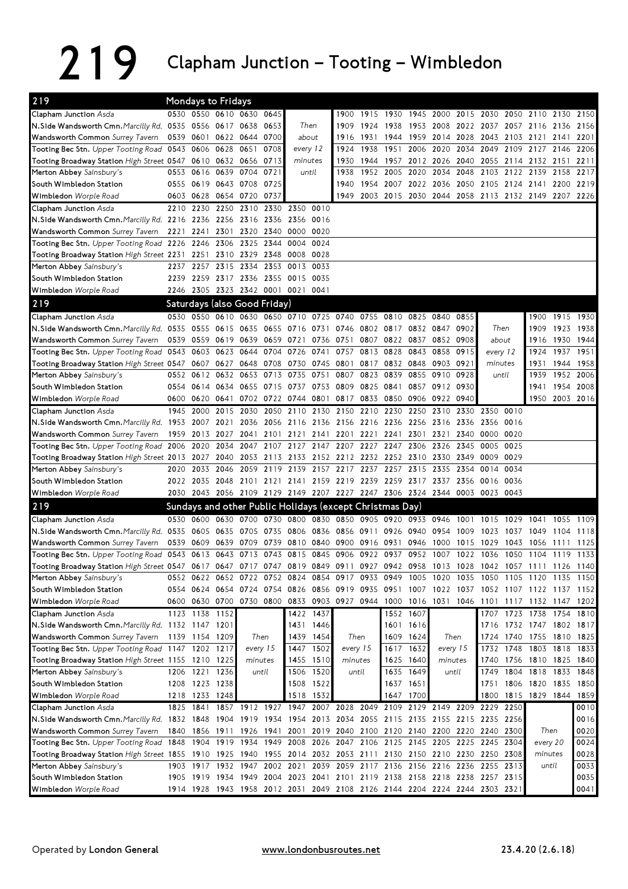# 219 Clapham Junction – Tooting – Wimbledon

## Mondays to Fridays

| 219 | | | | | | | | | | | | | | | | | |
|---|---|---|---|---|---|---|---|---|---|---|---|---|---|---|---|---|---|
| **Clapham Junction** Asda | 0530 | 0550 | 0610 | 0630 | 0645 | | 1900 | 1915 | 1930 | 1945 | 2000 | 2015 | 2030 | 2050 | 2110 | 2130 | 2150 |
| **N.Side Wandsworth Cmn.** Marcilly Rd. | 0535 | 0556 | 0617 | 0638 | 0653 | Then | 1909 | 1924 | 1938 | 1953 | 2008 | 2022 | 2037 | 2057 | 2116 | 2136 | 2156 |
| **Wandsworth Common** Surrey Tavern | 0539 | 0601 | 0622 | 0644 | 0700 | about | 1916 | 1931 | 1944 | 1959 | 2014 | 2028 | 2043 | 2103 | 2121 | 2141 | 2201 |
| **Tooting Bec Stn.** Upper Tooting Road | 0543 | 0606 | 0628 | 0651 | 0708 | every 12 | 1924 | 1938 | 1951 | 2006 | 2020 | 2034 | 2049 | 2109 | 2127 | 2146 | 2206 |
| **Tooting Broadway Station** High Street | 0547 | 0610 | 0632 | 0656 | 0713 | minutes | 1930 | 1944 | 1957 | 2012 | 2026 | 2040 | 2055 | 2114 | 2132 | 2151 | 2211 |
| **Merton Abbey** Sainsbury's | 0553 | 0616 | 0639 | 0704 | 0721 | until | 1938 | 1952 | 2005 | 2020 | 2034 | 2048 | 2103 | 2122 | 2139 | 2158 | 2217 |
| **South Wimbledon Station** | 0555 | 0619 | 0643 | 0708 | 0725 | | 1940 | 1954 | 2007 | 2022 | 2036 | 2050 | 2105 | 2124 | 2141 | 2200 | 2219 |
| **Wimbledon** Worple Road | 0603 | 0628 | 0654 | 0720 | 0737 | | 1949 | 2003 | 2015 | 2030 | 2044 | 2058 | 2113 | 2132 | 2149 | 2207 | 2226 |

| | | | | | | | |
|---|---|---|---|---|---|---|---|
| **Clapham Junction** Asda | 2210 | 2230 | 2250 | 2310 | 2330 | 2350 | 0010 |
| **N.Side Wandsworth Cmn.** Marcilly Rd. | 2216 | 2236 | 2256 | 2316 | 2336 | 2356 | 0016 |
| **Wandsworth Common** Surrey Tavern | 2221 | 2241 | 2301 | 2320 | 2340 | 0000 | 0020 |
| **Tooting Bec Stn.** Upper Tooting Road | 2226 | 2246 | 2306 | 2325 | 2344 | 0004 | 0024 |
| **Tooting Broadway Station** High Street | 2231 | 2251 | 2310 | 2329 | 2348 | 0008 | 0028 |
| **Merton Abbey** Sainsbury's | 2237 | 2257 | 2315 | 2334 | 2353 | 0013 | 0033 |
| **South Wimbledon Station** | 2239 | 2259 | 2317 | 2336 | 2355 | 0015 | 0035 |
| **Wimbledon** Worple Road | 2246 | 2305 | 2323 | 2342 | 0001 | 0021 | 0041 |

## Saturdays (also Good Friday)

| 219 | | | | | | | | | | | | | | | | | |
|---|---|---|---|---|---|---|---|---|---|---|---|---|---|---|---|---|---|
| **Clapham Junction** Asda | 0530 | 0550 | 0610 | 0630 | 0650 | 0710 | 0725 | 0740 | 0755 | 0810 | 0825 | 0840 | 0855 | | 1900 | 1915 | 1930 |
| **N.Side Wandsworth Cmn.** Marcilly Rd. | 0535 | 0555 | 0615 | 0635 | 0655 | 0716 | 0731 | 0746 | 0802 | 0817 | 0832 | 0847 | 0902 | Then | 1909 | 1923 | 1938 |
| **Wandsworth Common** Surrey Tavern | 0539 | 0559 | 0619 | 0639 | 0659 | 0721 | 0736 | 0751 | 0807 | 0822 | 0837 | 0852 | 0908 | about | 1916 | 1930 | 1944 |
| **Tooting Bec Stn.** Upper Tooting Road | 0543 | 0603 | 0623 | 0644 | 0704 | 0726 | 0741 | 0757 | 0813 | 0828 | 0843 | 0858 | 0915 | every 12 | 1924 | 1937 | 1951 |
| **Tooting Broadway Station** High Street | 0547 | 0607 | 0627 | 0648 | 0708 | 0730 | 0745 | 0801 | 0817 | 0832 | 0848 | 0903 | 0921 | minutes | 1931 | 1944 | 1958 |
| **Merton Abbey** Sainsbury's | 0552 | 0612 | 0632 | 0653 | 0713 | 0735 | 0751 | 0807 | 0823 | 0839 | 0855 | 0910 | 0928 | until | 1939 | 1952 | 2006 |
| **South Wimbledon Station** | 0554 | 0614 | 0634 | 0655 | 0715 | 0737 | 0753 | 0809 | 0825 | 0841 | 0857 | 0912 | 0930 | | 1941 | 1954 | 2008 |
| **Wimbledon** Worple Road | 0600 | 0620 | 0641 | 0702 | 0722 | 0744 | 0801 | 0817 | 0833 | 0850 | 0906 | 0922 | 0940 | | 1950 | 2003 | 2016 |

| | | | | | | | | | | | | | | |
|---|---|---|---|---|---|---|---|---|---|---|---|---|---|---|
| **Clapham Junction** Asda | 1945 | 2000 | 2015 | 2030 | 2050 | 2110 | 2130 | 2150 | 2210 | 2230 | 2250 | 2310 | 2330 | 2350 | 0010 |
| **N.Side Wandsworth Cmn.** Marcilly Rd. | 1953 | 2007 | 2021 | 2036 | 2056 | 2116 | 2136 | 2156 | 2216 | 2236 | 2256 | 2316 | 2336 | 2356 | 0016 |
| **Wandsworth Common** Surrey Tavern | 1959 | 2013 | 2027 | 2041 | 2101 | 2121 | 2141 | 2201 | 2221 | 2241 | 2301 | 2321 | 2340 | 0000 | 0020 |
| **Tooting Bec Stn.** Upper Tooting Road | 2006 | 2020 | 2034 | 2047 | 2107 | 2127 | 2147 | 2207 | 2227 | 2247 | 2306 | 2326 | 2345 | 0005 | 0025 |
| **Tooting Broadway Station** High Street | 2013 | 2027 | 2040 | 2053 | 2113 | 2133 | 2152 | 2212 | 2232 | 2252 | 2310 | 2330 | 2349 | 0009 | 0029 |
| **Merton Abbey** Sainsbury's | 2020 | 2033 | 2046 | 2059 | 2119 | 2139 | 2157 | 2217 | 2237 | 2257 | 2315 | 2335 | 2354 | 0014 | 0034 |
| **South Wimbledon Station** | 2022 | 2035 | 2048 | 2101 | 2121 | 2141 | 2159 | 2219 | 2239 | 2259 | 2317 | 2337 | 2356 | 0016 | 0036 |
| **Wimbledon** Worple Road | 2030 | 2043 | 2056 | 2109 | 2129 | 2149 | 2207 | 2227 | 2247 | 2306 | 2324 | 2344 | 0003 | 0023 | 0043 |

## Sundays and other Public Holidays (except Christmas Day)

| 219 | | | | | | | | | | | | | | | | | |
|---|---|---|---|---|---|---|---|---|---|---|---|---|---|---|---|---|---|
| **Clapham Junction** Asda | 0530 | 0600 | 0630 | 0700 | 0730 | 0800 | 0830 | 0850 | 0905 | 0920 | 0933 | 0946 | 1001 | 1015 | 1029 | 1041 | 1055 | 1109 |
| **N.Side Wandsworth Cmn.** Marcilly Rd. | 0535 | 0605 | 0635 | 0705 | 0735 | 0806 | 0836 | 0856 | 0911 | 0926 | 0940 | 0954 | 1009 | 1023 | 1037 | 1049 | 1104 | 1118 |
| **Wandsworth Common** Surrey Tavern | 0539 | 0609 | 0639 | 0709 | 0739 | 0810 | 0840 | 0900 | 0916 | 0931 | 0946 | 1000 | 1015 | 1029 | 1043 | 1056 | 1111 | 1125 |
| **Tooting Bec Stn.** Upper Tooting Road | 0543 | 0613 | 0643 | 0713 | 0743 | 0815 | 0845 | 0906 | 0922 | 0937 | 0952 | 1007 | 1022 | 1036 | 1050 | 1104 | 1119 | 1133 |
| **Tooting Broadway Station** High Street | 0547 | 0617 | 0647 | 0717 | 0747 | 0819 | 0849 | 0911 | 0927 | 0942 | 0958 | 1013 | 1028 | 1042 | 1057 | 1111 | 1126 | 1140 |
| **Merton Abbey** Sainsbury's | 0552 | 0622 | 0652 | 0722 | 0752 | 0824 | 0854 | 0917 | 0933 | 0949 | 1005 | 1020 | 1035 | 1050 | 1105 | 1120 | 1135 | 1150 |
| **South Wimbledon Station** | 0554 | 0624 | 0654 | 0724 | 0754 | 0826 | 0856 | 0919 | 0935 | 0951 | 1007 | 1022 | 1037 | 1052 | 1107 | 1122 | 1137 | 1152 |
| **Wimbledon** Worple Road | 0600 | 0630 | 0700 | 0730 | 0800 | 0833 | 0903 | 0927 | 0944 | 1000 | 1016 | 1031 | 1046 | 1101 | 1117 | 1132 | 1147 | 1202 |

| | | | | | | | | | | | | | | | |
|---|---|---|---|---|---|---|---|---|---|---|---|---|---|---|---|
| **Clapham Junction** Asda | 1123 | 1138 | 1152 | | 1422 | 1437 | | 1552 | 1607 | | 1707 | 1723 | 1738 | 1754 | 1810 |
| **N.Side Wandsworth Cmn.** Marcilly Rd. | 1132 | 1147 | 1201 | | 1431 | 1446 | | 1601 | 1616 | | 1716 | 1732 | 1747 | 1802 | 1817 |
| **Wandsworth Common** Surrey Tavern | 1139 | 1154 | 1209 | Then | 1439 | 1454 | Then | 1609 | 1624 | Then | 1724 | 1740 | 1755 | 1810 | 1825 |
| **Tooting Bec Stn.** Upper Tooting Road | 1147 | 1202 | 1217 | every 15 | 1447 | 1502 | every 15 | 1617 | 1632 | every 15 | 1732 | 1748 | 1803 | 1818 | 1833 |
| **Tooting Broadway Station** High Street | 1155 | 1210 | 1225 | minutes | 1455 | 1510 | minutes | 1625 | 1640 | minutes | 1740 | 1756 | 1810 | 1825 | 1840 |
| **Merton Abbey** Sainsbury's | 1206 | 1221 | 1236 | until | 1506 | 1520 | until | 1635 | 1649 | until | 1749 | 1804 | 1818 | 1833 | 1848 |
| **South Wimbledon Station** | 1208 | 1223 | 1238 | | 1508 | 1522 | | 1637 | 1651 | | 1751 | 1806 | 1820 | 1835 | 1850 |
| **Wimbledon** Worple Road | 1218 | 1233 | 1248 | | 1518 | 1532 | | 1647 | 1700 | | 1800 | 1815 | 1829 | 1844 | 1859 |

| | | | | | | | | | | | | | | | | |
|---|---|---|---|---|---|---|---|---|---|---|---|---|---|---|---|---|
| **Clapham Junction** Asda | 1825 | 1841 | 1857 | 1912 | 1927 | 1947 | 2007 | 2028 | 2049 | 2109 | 2129 | 2149 | 2209 | 2229 | 2250 | | 0010 |
| **N.Side Wandsworth Cmn.** Marcilly Rd. | 1832 | 1848 | 1904 | 1919 | 1934 | 1954 | 2013 | 2034 | 2055 | 2115 | 2135 | 2155 | 2215 | 2235 | 2256 | | 0016 |
| **Wandsworth Common** Surrey Tavern | 1840 | 1856 | 1911 | 1926 | 1941 | 2001 | 2019 | 2040 | 2100 | 2120 | 2140 | 2200 | 2220 | 2240 | 2300 | Then | 0020 |
| **Tooting Bec Stn.** Upper Tooting Road | 1848 | 1904 | 1919 | 1934 | 1949 | 2008 | 2026 | 2047 | 2106 | 2125 | 2145 | 2205 | 2225 | 2245 | 2304 | every 20 | 0024 |
| **Tooting Broadway Station** High Street | 1855 | 1910 | 1925 | 1940 | 1955 | 2014 | 2032 | 2053 | 2111 | 2130 | 2150 | 2210 | 2230 | 2250 | 2308 | minutes | 0028 |
| **Merton Abbey** Sainsbury's | 1903 | 1917 | 1932 | 1947 | 2002 | 2021 | 2039 | 2059 | 2117 | 2136 | 2156 | 2216 | 2236 | 2255 | 2313 | until | 0033 |
| **South Wimbledon Station** | 1905 | 1919 | 1934 | 1949 | 2004 | 2023 | 2041 | 2101 | 2119 | 2138 | 2158 | 2218 | 2238 | 2257 | 2315 | | 0035 |
| **Wimbledon** Worple Road | 1914 | 1928 | 1943 | 1958 | 2012 | 2031 | 2049 | 2108 | 2126 | 2144 | 2204 | 2224 | 2244 | 2303 | 2321 | | 0041 |

Operated by **London General**

www.londonbusroutes.net

23.4.20 (2.6.18)